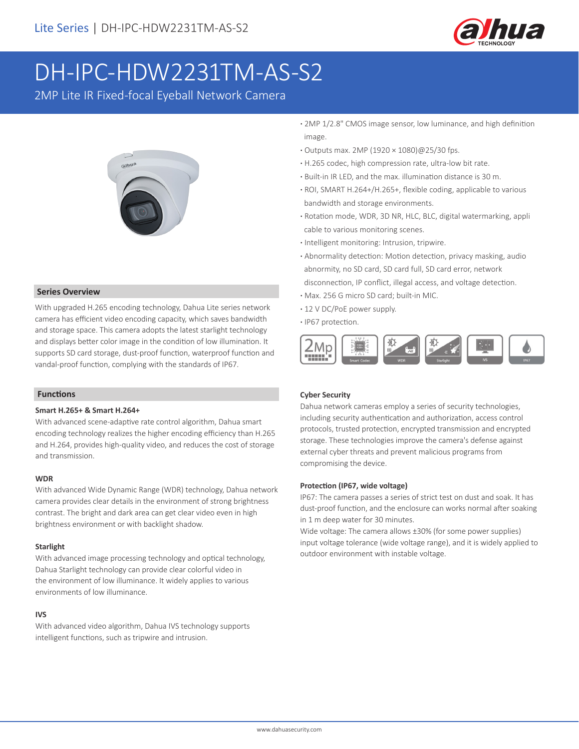Lite Series | DH-IPC-HDW2231TM-AS-S2

# DH-IPC-HDW2231TM-AS-S2

2MP Lite IR Fixed-focal Eyeball Network Camera

- 2MP 1/2.8" CMOS image sensor, low luminance, and high definition image.
- Outputs max. 2MP (1920 × 1080)@25/30 fps.
- H.265 codec, high compression rate, ultra-low bit rate.
- Built-in IR LED, and the max. illumination distance is 30 m.
- ROI, SMART H.264+/H.265+, flexible coding, applicable to various bandwidth and storage environments.
- Rotation mode, WDR, 3D NR, HLC, BLC, digital watermarking, appli cable to various monitoring scenes.
- Intelligent monitoring: Intrusion, tripwire.
- Abnormality detection: Motion detection, privacy masking, audio abnormity, no SD card, SD card full, SD card error, network disconnection, IP conflict, illegal access, and voltage detection.
- Max. 256 G micro SD card; built-in MIC.
- 12 V DC/PoE power supply.
- IP67 protection.

## Series Overview

With upgraded H.265 encoding technology, Dahua Lite series network camera has efficient video encoding capacity, which saves bandwidth and storage space. This camera adopts the latest starlight technology and displays better color image in the condition of low illumination. It supports SD card storage, dust-proof function, waterproof function and vandal-proof function, complying with the standards of IP67.

## Functions

### Smart H.265+ & Smart H.264+

With advanced scene-adaptive rate control algorithm, Dahua smart encoding technology realizes the higher encoding efficiency than H.265 and H.264, provides high-quality video, and reduces the cost of storage and transmission.

### WDR

With advanced Wide Dynamic Range (WDR) technology, Dahua network camera provides clear details in the environment of strong brightness contrast. The bright and dark area can get clear video even in high brightness environment or with backlight shadow.

### Starlight

With advanced image processing technology and optical technology, Dahua Starlight technology can provide clear colorful video in the environment of low illuminance. It widely applies to various environments of low illuminance.

### IVS

With advanced video algorithm, Dahua IVS technology supports intelligent functions, such as tripwire and intrusion.

### Cyber Security

Dahua network cameras employ a series of security technologies, including security authentication and authorization, access control protocols, trusted protection, encrypted transmission and encrypted storage. These technologies improve the camera's defense against external cyber threats and prevent malicious programs from compromising the device.

### Protection (IP67, wide voltage)

IP67: The camera passes a series of strict test on dust and soak. It has dust-proof function, and the enclosure can works normal after soaking in 1 m deep water for 30 minutes.

Wide voltage: The camera allows ±30% (for some power supplies) input voltage tolerance (wide voltage range), and it is widely applied to outdoor environment with instable voltage.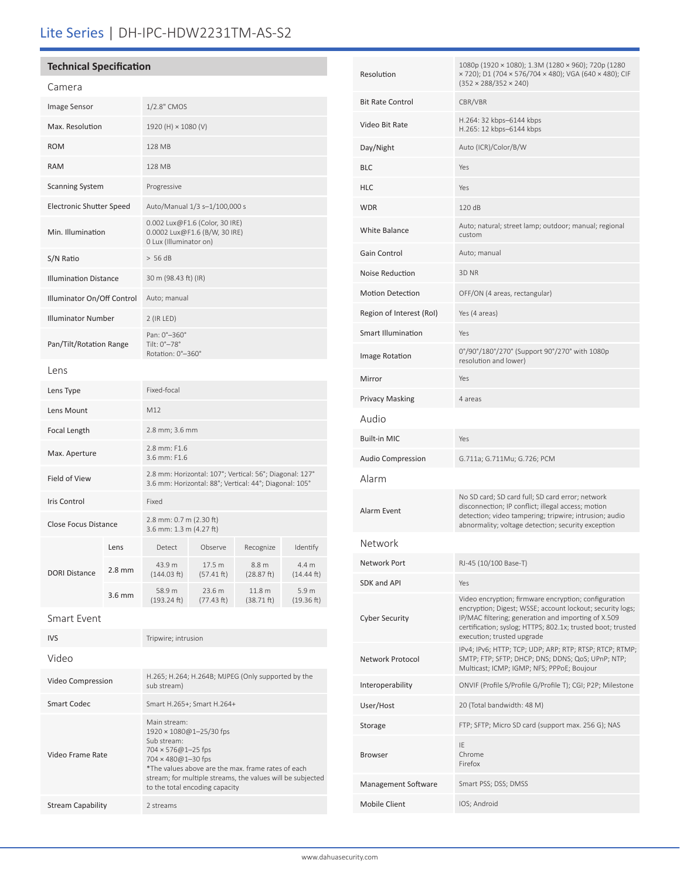# Lite Series | DH-IPC-HDW2231TM-AS-S2

## Technical Specification

### Camera

| | |
|---|---|
| Image Sensor | 1/2.8" CMOS |
| Max. Resolution | 1920 (H) × 1080 (V) |
| ROM | 128 MB |
| RAM | 128 MB |
| Scanning System | Progressive |
| Electronic Shutter Speed | Auto/Manual 1/3 s–1/100,000 s |
| Min. Illumination | 0.002 Lux@F1.6 (Color, 30 IRE)<br>0.0002 Lux@F1.6 (B/W, 30 IRE)<br>0 Lux (Illuminator on) |
| S/N Ratio | > 56 dB |
| Illumination Distance | 30 m (98.43 ft) (IR) |
| Illuminator On/Off Control | Auto; manual |
| Illuminator Number | 2 (IR LED) |
| Pan/Tilt/Rotation Range | Pan: 0°–360°<br>Tilt: 0°–78°<br>Rotation: 0°–360° |

### Lens

| | |
|---|---|
| Lens Type | Fixed-focal |
| Lens Mount | M12 |
| Focal Length | 2.8 mm; 3.6 mm |
| Max. Aperture | 2.8 mm: F1.6<br>3.6 mm: F1.6 |
| Field of View | 2.8 mm: Horizontal: 107°; Vertical: 56°; Diagonal: 127°<br>3.6 mm: Horizontal: 88°; Vertical: 44°; Diagonal: 105° |
| Iris Control | Fixed |
| Close Focus Distance | 2.8 mm: 0.7 m (2.30 ft)<br>3.6 mm: 1.3 m (4.27 ft) |

| DORI Distance | Lens | Detect | Observe | Recognize | Identify |
|---|---|---|---|---|---|
| | 2.8 mm | 43.9 m (144.03 ft) | 17.5 m (57.41 ft) | 8.8 m (28.87 ft) | 4.4 m (14.44 ft) |
| | 3.6 mm | 58.9 m (193.24 ft) | 23.6 m (77.43 ft) | 11.8 m (38.71 ft) | 5.9 m (19.36 ft) |

### Smart Event

| | |
|---|---|
| IVS | Tripwire; intrusion |

### Video

| | |
|---|---|
| Video Compression | H.265; H.264; H.264B; MJPEG (Only supported by the sub stream) |
| Smart Codec | Smart H.265+; Smart H.264+ |
| Video Frame Rate | Main stream:<br>1920 × 1080@1–25/30 fps<br>Sub stream:<br>704 × 576@1–25 fps<br>704 × 480@1–30 fps<br>*The values above are the max. frame rates of each stream; for multiple streams, the values will be subjected to the total encoding capacity |
| Stream Capability | 2 streams |
| Resolution | 1080p (1920 × 1080); 1.3M (1280 × 960); 720p (1280 × 720); D1 (704 × 576/704 × 480); VGA (640 × 480); CIF (352 × 288/352 × 240) |
| Bit Rate Control | CBR/VBR |
| Video Bit Rate | H.264: 32 kbps–6144 kbps<br>H.265: 12 kbps–6144 kbps |
| Day/Night | Auto (ICR)/Color/B/W |
| BLC | Yes |
| HLC | Yes |
| WDR | 120 dB |
| White Balance | Auto; natural; street lamp; outdoor; manual; regional custom |
| Gain Control | Auto; manual |
| Noise Reduction | 3D NR |
| Motion Detection | OFF/ON (4 areas, rectangular) |
| Region of Interest (RoI) | Yes (4 areas) |
| Smart Illumination | Yes |
| Image Rotation | 0°/90°/180°/270° (Support 90°/270° with 1080p resolution and lower) |
| Mirror | Yes |
| Privacy Masking | 4 areas |

### Audio

| | |
|---|---|
| Built-in MIC | Yes |
| Audio Compression | G.711a; G.711Mu; G.726; PCM |

### Alarm

| | |
|---|---|
| Alarm Event | No SD card; SD card full; SD card error; network disconnection; IP conflict; illegal access; motion detection; video tampering; tripwire; intrusion; audio abnormality; voltage detection; security exception |

### Network

| | |
|---|---|
| Network Port | RJ-45 (10/100 Base-T) |
| SDK and API | Yes |
| Cyber Security | Video encryption; firmware encryption; configuration encryption; Digest; WSSE; account lockout; security logs; IP/MAC filtering; generation and importing of X.509 certification; syslog; HTTPS; 802.1x; trusted boot; trusted execution; trusted upgrade |
| Network Protocol | IPv4; IPv6; HTTP; TCP; UDP; ARP; RTP; RTSP; RTCP; RTMP; SMTP; FTP; SFTP; DHCP; DNS; DDNS; QoS; UPnP; NTP; Multicast; ICMP; IGMP; NFS; PPPoE; Boujour |
| Interoperability | ONVIF (Profile S/Profile G/Profile T); CGI; P2P; Milestone |
| User/Host | 20 (Total bandwidth: 48 M) |
| Storage | FTP; SFTP; Micro SD card (support max. 256 G); NAS |
| Browser | IE<br>Chrome<br>Firefox |
| Management Software | Smart PSS; DSS; DMSS |
| Mobile Client | IOS; Android |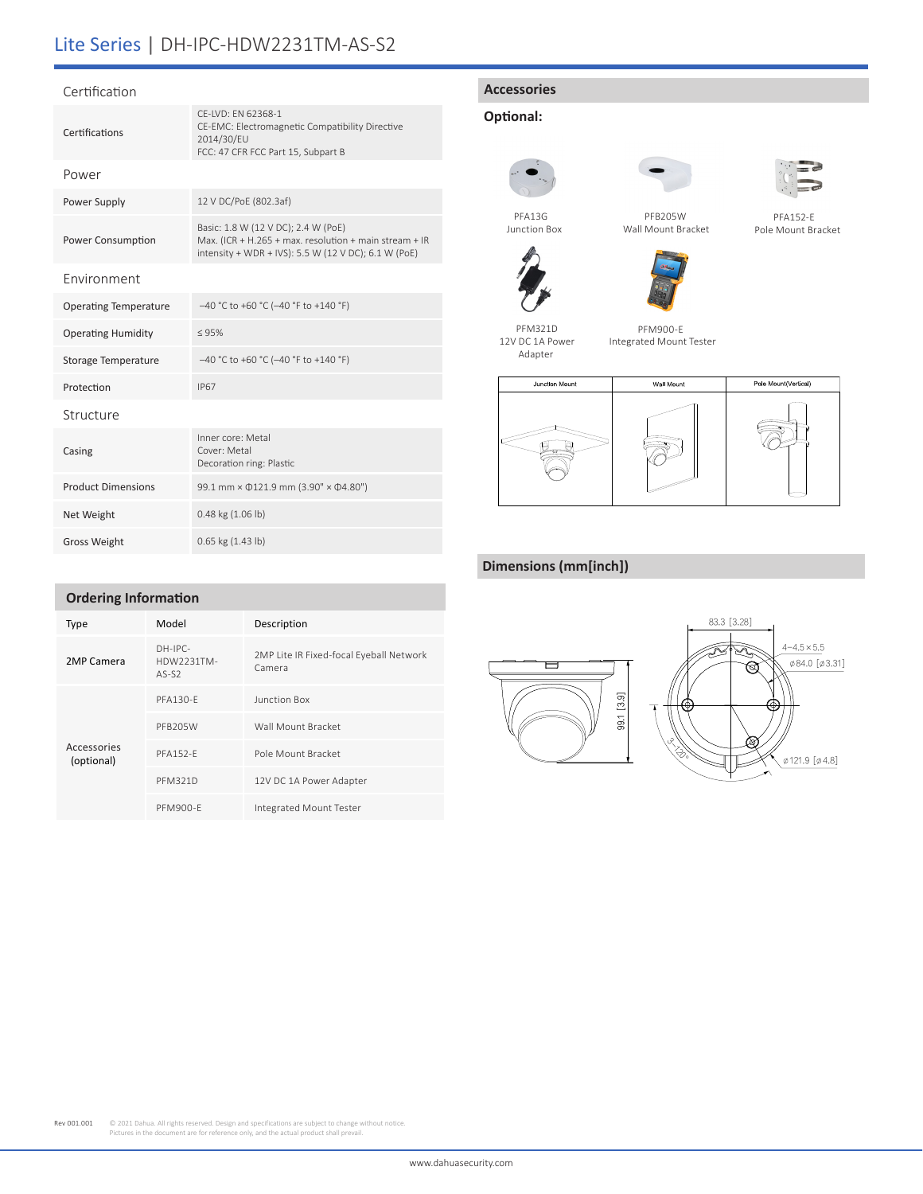# Lite Series | DH-IPC-HDW2231TM-AS-S2

## Certification

| | |
|---|---|
| Certifications | CE-LVD: EN 62368-1<br>CE-EMC: Electromagnetic Compatibility Directive 2014/30/EU<br>FCC: 47 CFR FCC Part 15, Subpart B |

## Power

| | |
|---|---|
| Power Supply | 12 V DC/PoE (802.3af) |
| Power Consumption | Basic: 1.8 W (12 V DC); 2.4 W (PoE)<br>Max. (ICR + H.265 + max. resolution + main stream + IR intensity + WDR + IVS): 5.5 W (12 V DC); 6.1 W (PoE) |

## Environment

| | |
|---|---|
| Operating Temperature | –40 °C to +60 °C (–40 °F to +140 °F) |
| Operating Humidity | ≤ 95% |
| Storage Temperature | –40 °C to +60 °C (–40 °F to +140 °F) |
| Protection | IP67 |

## Structure

| | |
|---|---|
| Casing | Inner core: Metal<br>Cover: Metal<br>Decoration ring: Plastic |
| Product Dimensions | 99.1 mm × Φ121.9 mm (3.90" × Φ4.80") |
| Net Weight | 0.48 kg (1.06 lb) |
| Gross Weight | 0.65 kg (1.43 lb) |

## Ordering Information

| Type | Model | Description |
|---|---|---|
| 2MP Camera | DH-IPC-HDW2231TM-AS-S2 | 2MP Lite IR Fixed-focal Eyeball Network Camera |
| Accessories (optional) | PFA130-E | Junction Box |
| | PFB205W | Wall Mount Bracket |
| | PFA152-E | Pole Mount Bracket |
| | PFM321D | 12V DC 1A Power Adapter |
| | PFM900-E | Integrated Mount Tester |

## Accessories

**Optional:**

PFA13G
Junction Box

PFB205W
Wall Mount Bracket

PFA152-E
Pole Mount Bracket

PFM321D
12V DC 1A Power Adapter

PFM900-E
Integrated Mount Tester

Junction Mount

Wall Mount

Pole Mount(Vertical)

## Dimensions (mm[inch])

83.3 [3.28]

4–4.5×5.5

ø84.0 [ø3.31]

99.1 [3.9]

3–120°

ø121.9 [ø4.8]

Rev 001.001 © 2021 Dahua. All rights reserved. Design and specifications are subject to change without notice. Pictures in the document are for reference only, and the actual product shall prevail.